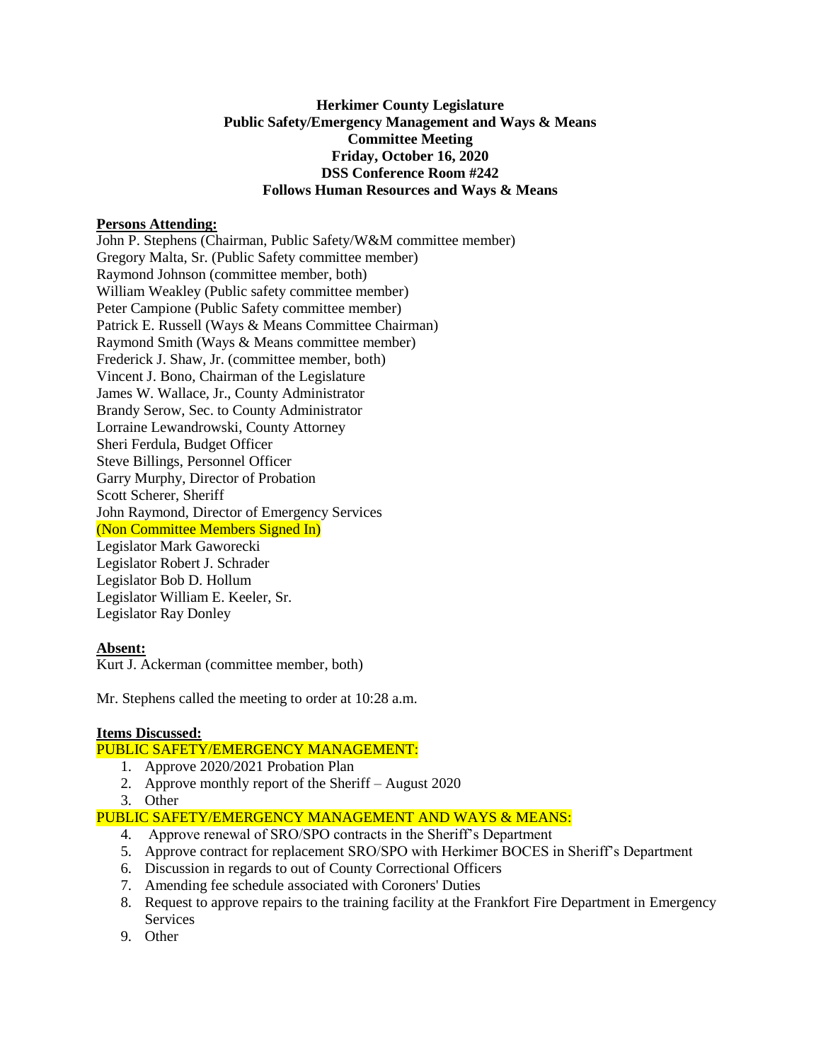**Herkimer County Legislature**
**Public Safety/Emergency Management and Ways & Means**
**Committee Meeting**
**Friday, October 16, 2020**
**DSS Conference Room #242**
**Follows Human Resources and Ways & Means**

**Persons Attending:**

John P. Stephens (Chairman, Public Safety/W&M committee member)
Gregory Malta, Sr. (Public Safety committee member)
Raymond Johnson (committee member, both)
William Weakley (Public safety committee member)
Peter Campione (Public Safety committee member)
Patrick E. Russell (Ways & Means Committee Chairman)
Raymond Smith (Ways & Means committee member)
Frederick J. Shaw, Jr. (committee member, both)
Vincent J. Bono, Chairman of the Legislature
James W. Wallace, Jr., County Administrator
Brandy Serow, Sec. to County Administrator
Lorraine Lewandrowski, County Attorney
Sheri Ferdula, Budget Officer
Steve Billings, Personnel Officer
Garry Murphy, Director of Probation
Scott Scherer, Sheriff
John Raymond, Director of Emergency Services
(Non Committee Members Signed In)
Legislator Mark Gaworecki
Legislator Robert J. Schrader
Legislator Bob D. Hollum
Legislator William E. Keeler, Sr.
Legislator Ray Donley

**Absent:**

Kurt J. Ackerman (committee member, both)

Mr. Stephens called the meeting to order at 10:28 a.m.

**Items Discussed:**

PUBLIC SAFETY/EMERGENCY MANAGEMENT:

1. Approve 2020/2021 Probation Plan
2. Approve monthly report of the Sheriff – August 2020
3. Other

PUBLIC SAFETY/EMERGENCY MANAGEMENT AND WAYS & MEANS:

4. Approve renewal of SRO/SPO contracts in the Sheriff's Department
5. Approve contract for replacement SRO/SPO with Herkimer BOCES in Sheriff's Department
6. Discussion in regards to out of County Correctional Officers
7. Amending fee schedule associated with Coroners' Duties
8. Request to approve repairs to the training facility at the Frankfort Fire Department in Emergency Services
9. Other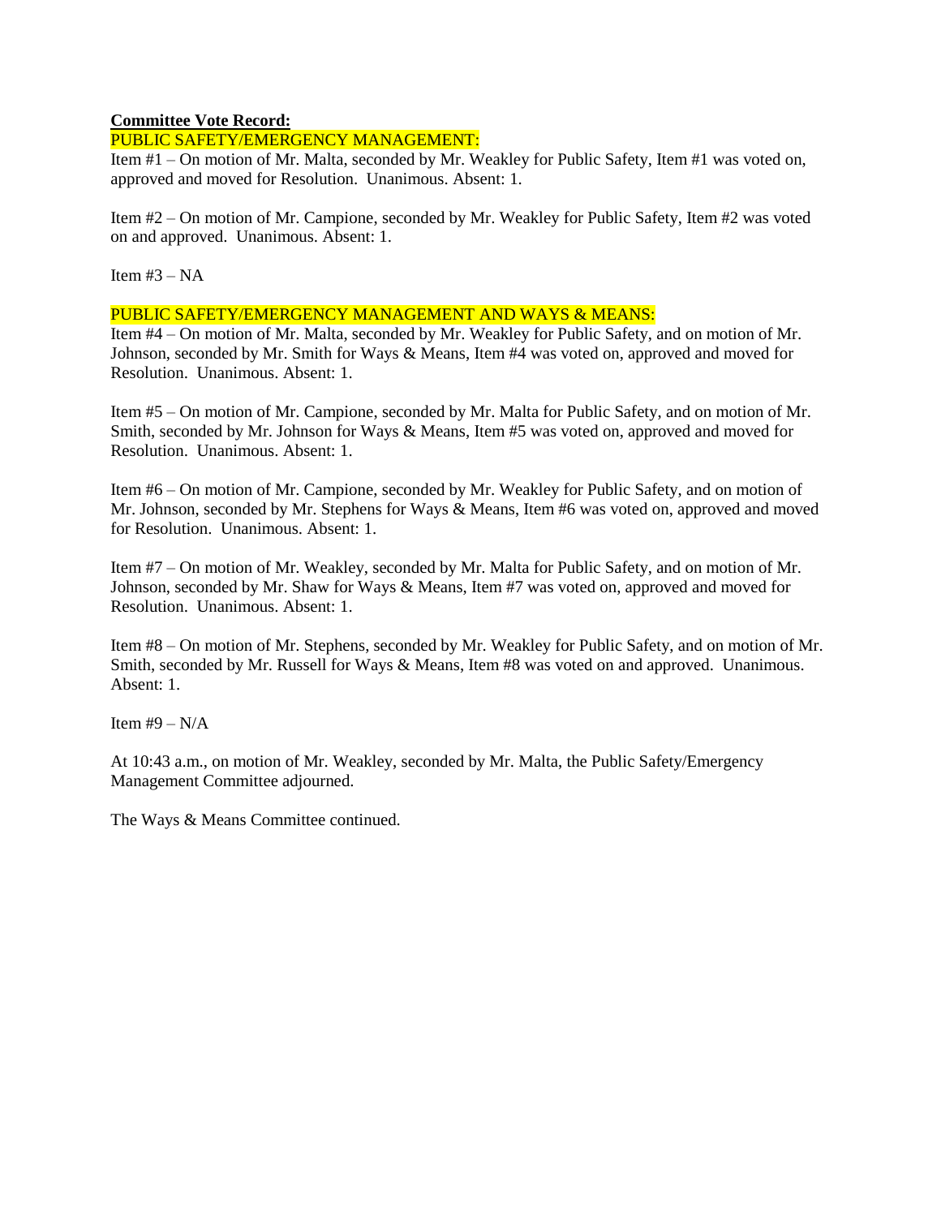**Committee Vote Record:**

PUBLIC SAFETY/EMERGENCY MANAGEMENT:

Item #1 – On motion of Mr. Malta, seconded by Mr. Weakley for Public Safety, Item #1 was voted on, approved and moved for Resolution. Unanimous. Absent: 1.

Item #2 – On motion of Mr. Campione, seconded by Mr. Weakley for Public Safety, Item #2 was voted on and approved. Unanimous. Absent: 1.

Item #3 – NA

PUBLIC SAFETY/EMERGENCY MANAGEMENT AND WAYS & MEANS:

Item #4 – On motion of Mr. Malta, seconded by Mr. Weakley for Public Safety, and on motion of Mr. Johnson, seconded by Mr. Smith for Ways & Means, Item #4 was voted on, approved and moved for Resolution. Unanimous. Absent: 1.

Item #5 – On motion of Mr. Campione, seconded by Mr. Malta for Public Safety, and on motion of Mr. Smith, seconded by Mr. Johnson for Ways & Means, Item #5 was voted on, approved and moved for Resolution. Unanimous. Absent: 1.

Item #6 – On motion of Mr. Campione, seconded by Mr. Weakley for Public Safety, and on motion of Mr. Johnson, seconded by Mr. Stephens for Ways & Means, Item #6 was voted on, approved and moved for Resolution. Unanimous. Absent: 1.

Item #7 – On motion of Mr. Weakley, seconded by Mr. Malta for Public Safety, and on motion of Mr. Johnson, seconded by Mr. Shaw for Ways & Means, Item #7 was voted on, approved and moved for Resolution. Unanimous. Absent: 1.

Item #8 – On motion of Mr. Stephens, seconded by Mr. Weakley for Public Safety, and on motion of Mr. Smith, seconded by Mr. Russell for Ways & Means, Item #8 was voted on and approved. Unanimous. Absent: 1.

Item #9 – N/A

At 10:43 a.m., on motion of Mr. Weakley, seconded by Mr. Malta, the Public Safety/Emergency Management Committee adjourned.

The Ways & Means Committee continued.